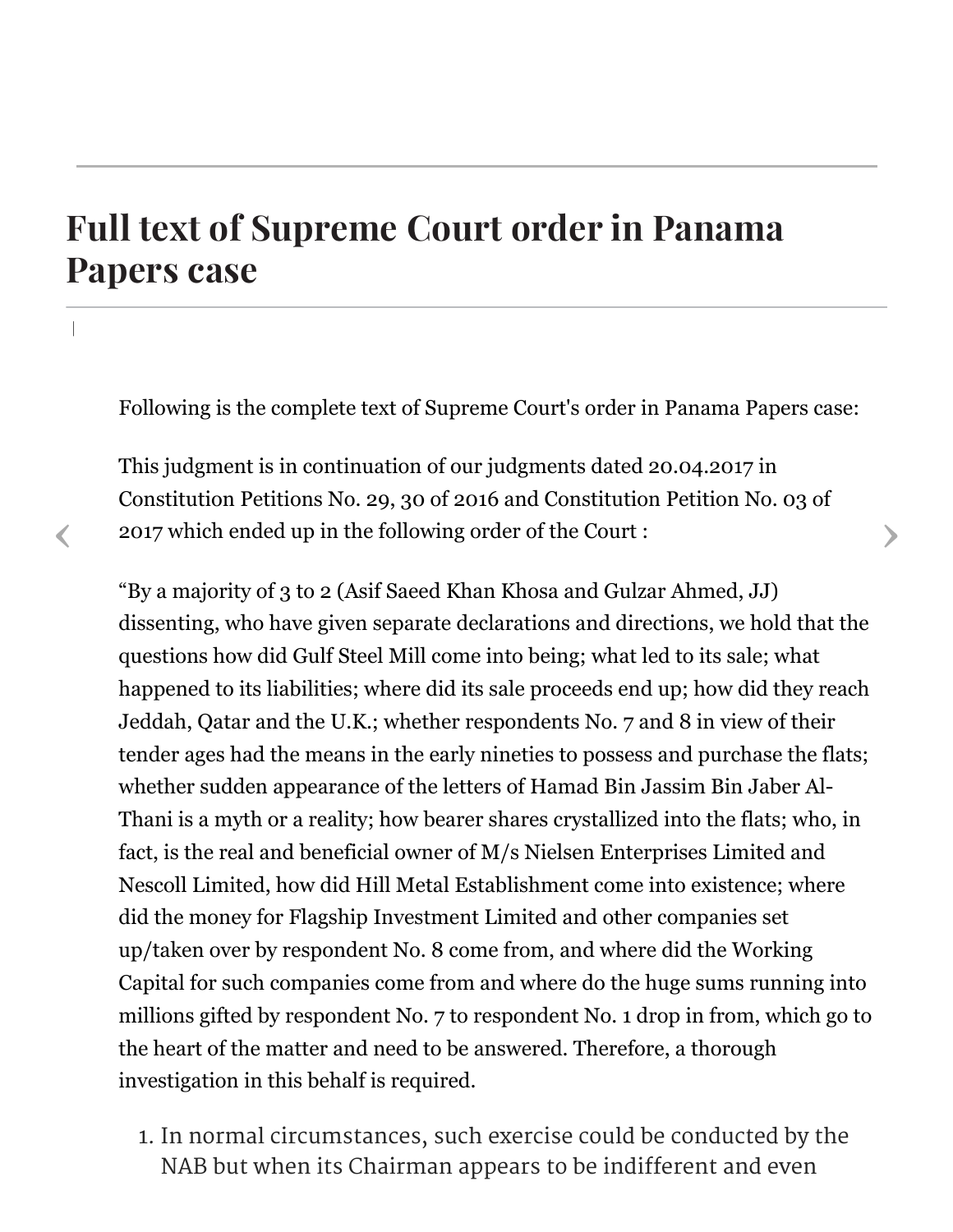# Full text of Supreme Court order in Panama Papers case

Following is the complete text of Supreme Court's order in Panama Papers case:

This judgment is in continuation of our judgments dated 20.04.2017 in Constitution Petitions No. 29, 30 of 2016 and Constitution Petition No. 03 of 2017 which ended up in the following order of the Court :

“By a majority of 3 to 2 (Asif Saeed Khan Khosa and Gulzar Ahmed, JJ) dissenting, who have given separate declarations and directions, we hold that the questions how did Gulf Steel Mill come into being; what led to its sale; what happened to its liabilities; where did its sale proceeds end up; how did they reach Jeddah, Qatar and the U.K.; whether respondents No. 7 and 8 in view of their tender ages had the means in the early nineties to possess and purchase the flats; whether sudden appearance of the letters of Hamad Bin Jassim Bin Jaber Al-Thani is a myth or a reality; how bearer shares crystallized into the flats; who, in fact, is the real and beneficial owner of M/s Nielsen Enterprises Limited and Nescoll Limited, how did Hill Metal Establishment come into existence; where did the money for Flagship Investment Limited and other companies set up/taken over by respondent No. 8 come from, and where did the Working Capital for such companies come from and where do the huge sums running into millions gifted by respondent No. 7 to respondent No. 1 drop in from, which go to the heart of the matter and need to be answered. Therefore, a thorough investigation in this behalf is required.

1. In normal circumstances, such exercise could be conducted by the NAB but when its Chairman appears to be indifferent and even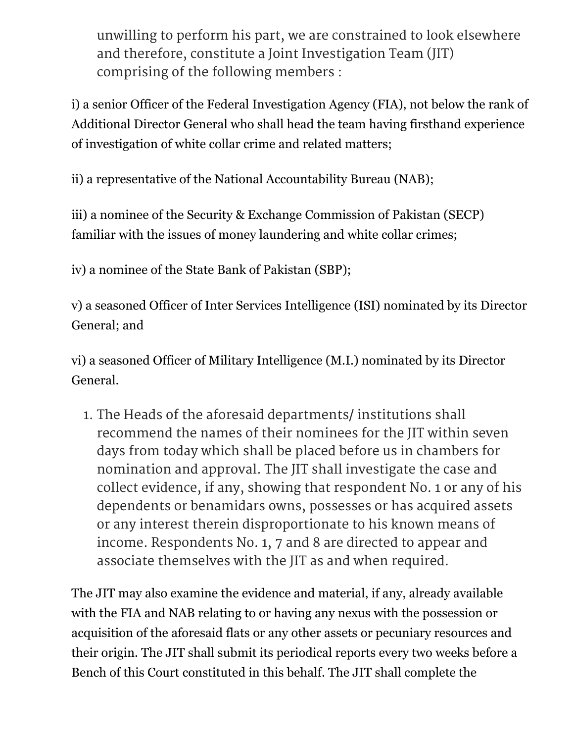unwilling to perform his part, we are constrained to look elsewhere and therefore, constitute a Joint Investigation Team (JIT) comprising of the following members :

i) a senior Officer of the Federal Investigation Agency (FIA), not below the rank of Additional Director General who shall head the team having firsthand experience of investigation of white collar crime and related matters;

ii) a representative of the National Accountability Bureau (NAB);

iii) a nominee of the Security & Exchange Commission of Pakistan (SECP) familiar with the issues of money laundering and white collar crimes;

iv) a nominee of the State Bank of Pakistan (SBP);

v) a seasoned Officer of Inter Services Intelligence (ISI) nominated by its Director General; and

vi) a seasoned Officer of Military Intelligence (M.I.) nominated by its Director General.

1. The Heads of the aforesaid departments/ institutions shall recommend the names of their nominees for the JIT within seven days from today which shall be placed before us in chambers for nomination and approval. The JIT shall investigate the case and collect evidence, if any, showing that respondent No. 1 or any of his dependents or benamidars owns, possesses or has acquired assets or any interest therein disproportionate to his known means of income. Respondents No. 1, 7 and 8 are directed to appear and associate themselves with the JIT as and when required.

The JIT may also examine the evidence and material, if any, already available with the FIA and NAB relating to or having any nexus with the possession or acquisition of the aforesaid flats or any other assets or pecuniary resources and their origin. The JIT shall submit its periodical reports every two weeks before a Bench of this Court constituted in this behalf. The JIT shall complete the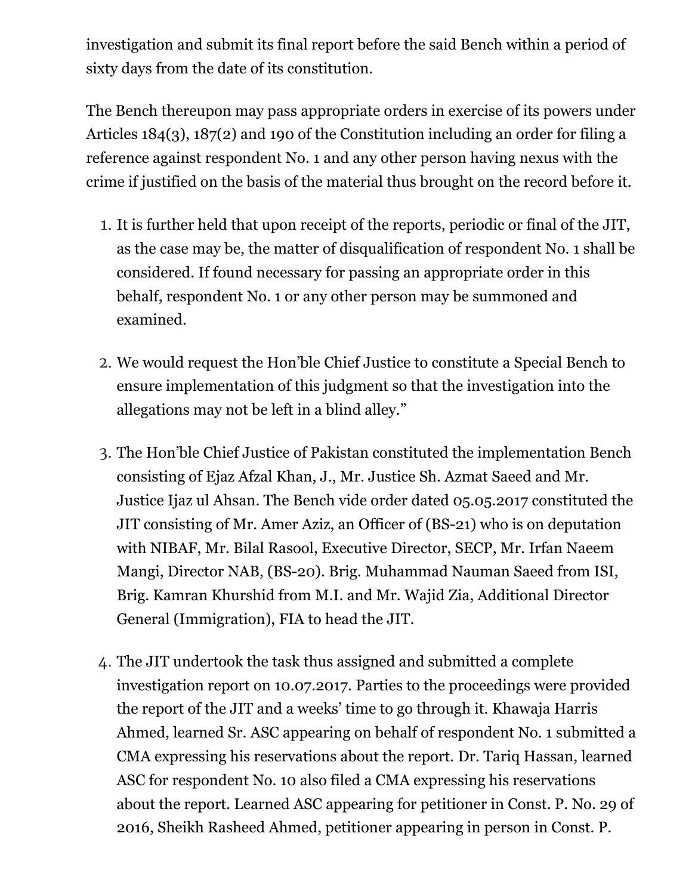investigation and submit its final report before the said Bench within a period of sixty days from the date of its constitution.

The Bench thereupon may pass appropriate orders in exercise of its powers under Articles 184(3), 187(2) and 190 of the Constitution including an order for filing a reference against respondent No. 1 and any other person having nexus with the crime if justified on the basis of the material thus brought on the record before it.

1. It is further held that upon receipt of the reports, periodic or final of the JIT, as the case may be, the matter of disqualification of respondent No. 1 shall be considered. If found necessary for passing an appropriate order in this behalf, respondent No. 1 or any other person may be summoned and examined.

2. We would request the Hon'ble Chief Justice to constitute a Special Bench to ensure implementation of this judgment so that the investigation into the allegations may not be left in a blind alley."

3. The Hon'ble Chief Justice of Pakistan constituted the implementation Bench consisting of Ejaz Afzal Khan, J., Mr. Justice Sh. Azmat Saeed and Mr. Justice Ijaz ul Ahsan. The Bench vide order dated 05.05.2017 constituted the JIT consisting of Mr. Amer Aziz, an Officer of (BS-21) who is on deputation with NIBAF, Mr. Bilal Rasool, Executive Director, SECP, Mr. Irfan Naeem Mangi, Director NAB, (BS-20). Brig. Muhammad Nauman Saeed from ISI, Brig. Kamran Khurshid from M.I. and Mr. Wajid Zia, Additional Director General (Immigration), FIA to head the JIT.

4. The JIT undertook the task thus assigned and submitted a complete investigation report on 10.07.2017. Parties to the proceedings were provided the report of the JIT and a weeks' time to go through it. Khawaja Harris Ahmed, learned Sr. ASC appearing on behalf of respondent No. 1 submitted a CMA expressing his reservations about the report. Dr. Tariq Hassan, learned ASC for respondent No. 10 also filed a CMA expressing his reservations about the report. Learned ASC appearing for petitioner in Const. P. No. 29 of 2016, Sheikh Rasheed Ahmed, petitioner appearing in person in Const. P.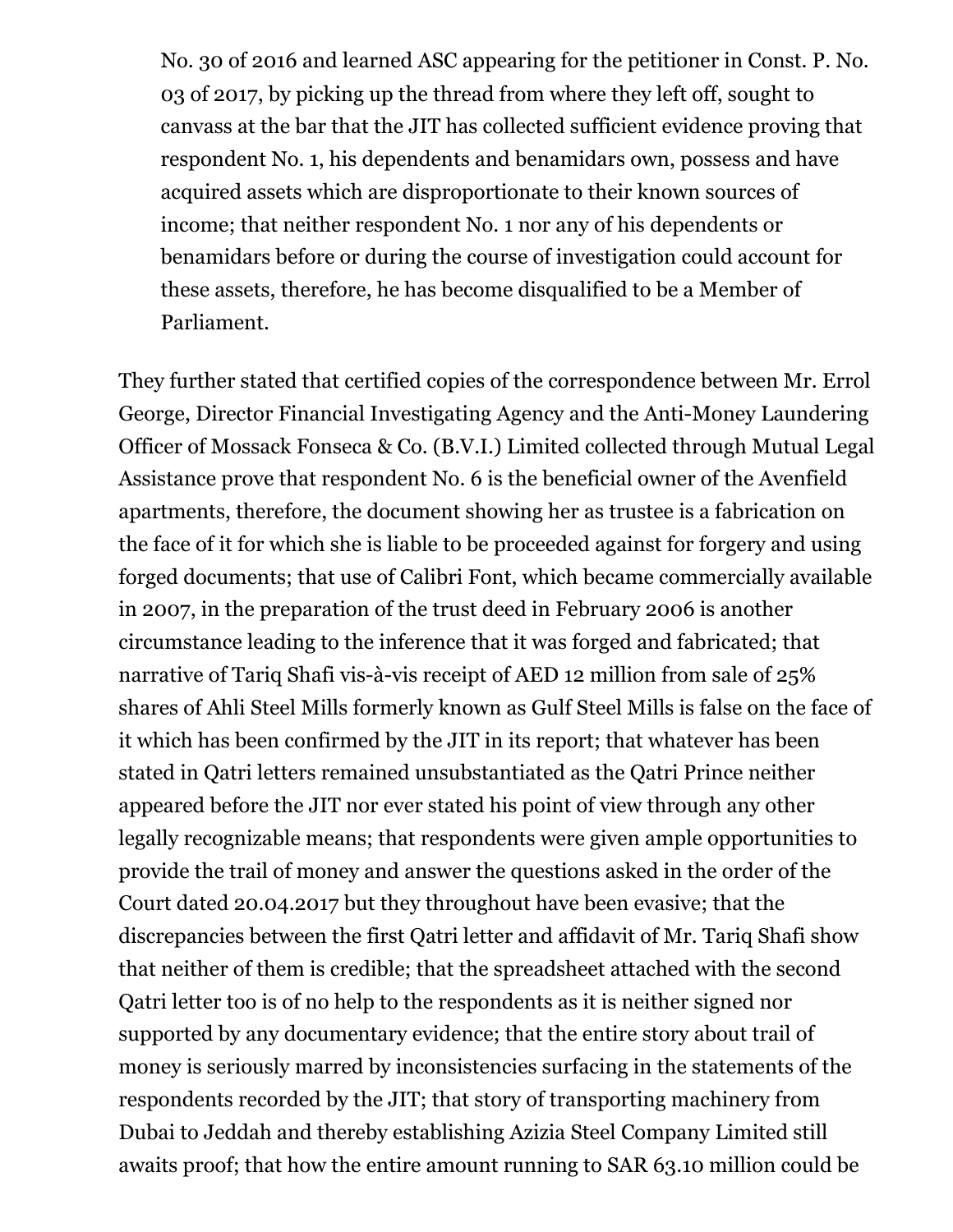> No. 30 of 2016 and learned ASC appearing for the petitioner in Const. P. No. 03 of 2017, by picking up the thread from where they left off, sought to canvass at the bar that the JIT has collected sufficient evidence proving that respondent No. 1, his dependents and benamidars own, possess and have acquired assets which are disproportionate to their known sources of income; that neither respondent No. 1 nor any of his dependents or benamidars before or during the course of investigation could account for these assets, therefore, he has become disqualified to be a Member of Parliament.

They further stated that certified copies of the correspondence between Mr. Errol George, Director Financial Investigating Agency and the Anti-Money Laundering Officer of Mossack Fonseca & Co. (B.V.I.) Limited collected through Mutual Legal Assistance prove that respondent No. 6 is the beneficial owner of the Avenfield apartments, therefore, the document showing her as trustee is a fabrication on the face of it for which she is liable to be proceeded against for forgery and using forged documents; that use of Calibri Font, which became commercially available in 2007, in the preparation of the trust deed in February 2006 is another circumstance leading to the inference that it was forged and fabricated; that narrative of Tariq Shafi vis-à-vis receipt of AED 12 million from sale of 25% shares of Ahli Steel Mills formerly known as Gulf Steel Mills is false on the face of it which has been confirmed by the JIT in its report; that whatever has been stated in Qatri letters remained unsubstantiated as the Qatri Prince neither appeared before the JIT nor ever stated his point of view through any other legally recognizable means; that respondents were given ample opportunities to provide the trail of money and answer the questions asked in the order of the Court dated 20.04.2017 but they throughout have been evasive; that the discrepancies between the first Qatri letter and affidavit of Mr. Tariq Shafi show that neither of them is credible; that the spreadsheet attached with the second Qatri letter too is of no help to the respondents as it is neither signed nor supported by any documentary evidence; that the entire story about trail of money is seriously marred by inconsistencies surfacing in the statements of the respondents recorded by the JIT; that story of transporting machinery from Dubai to Jeddah and thereby establishing Azizia Steel Company Limited still awaits proof; that how the entire amount running to SAR 63.10 million could be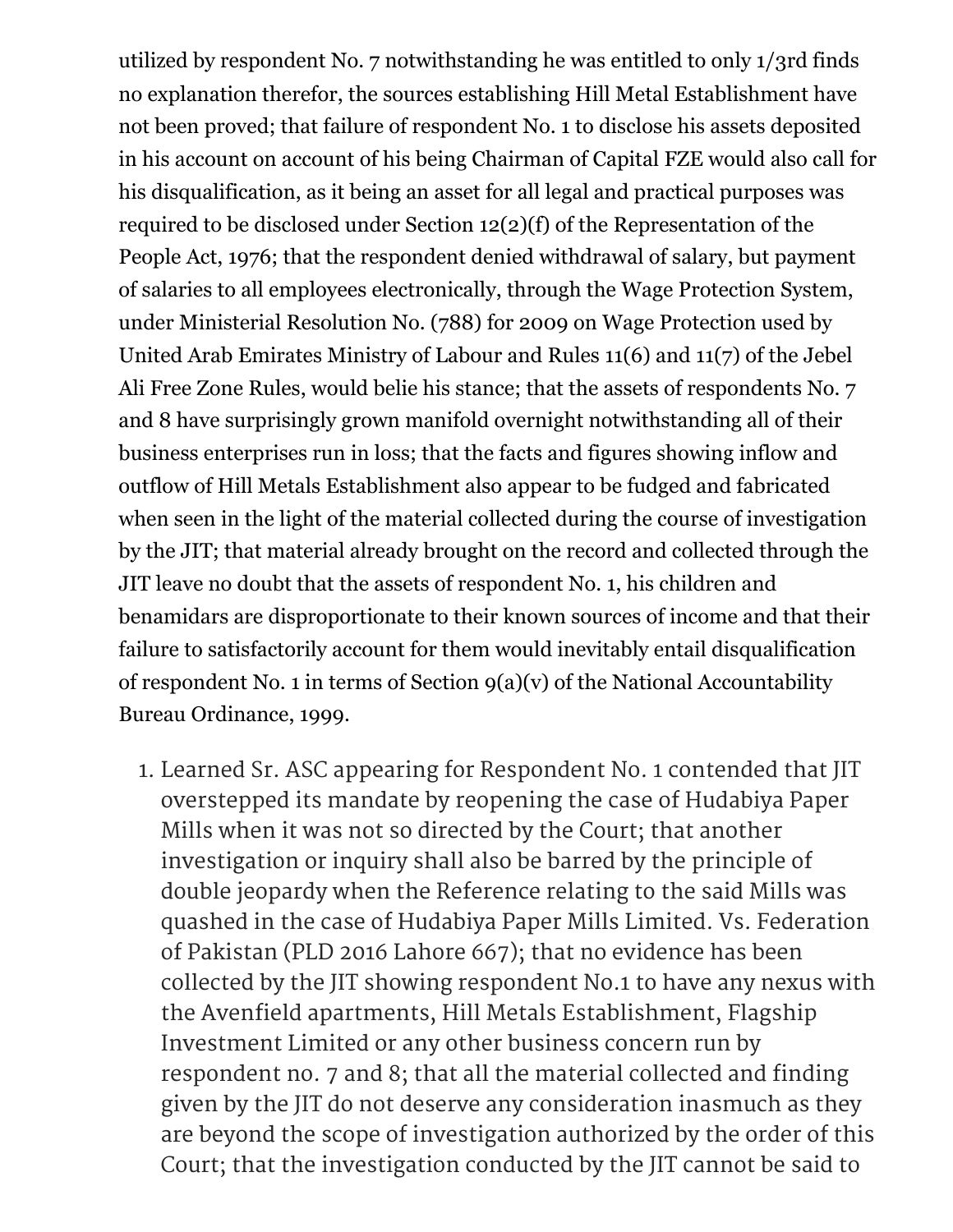utilized by respondent No. 7 notwithstanding he was entitled to only 1/3rd finds no explanation therefor, the sources establishing Hill Metal Establishment have not been proved; that failure of respondent No. 1 to disclose his assets deposited in his account on account of his being Chairman of Capital FZE would also call for his disqualification, as it being an asset for all legal and practical purposes was required to be disclosed under Section 12(2)(f) of the Representation of the People Act, 1976; that the respondent denied withdrawal of salary, but payment of salaries to all employees electronically, through the Wage Protection System, under Ministerial Resolution No. (788) for 2009 on Wage Protection used by United Arab Emirates Ministry of Labour and Rules 11(6) and 11(7) of the Jebel Ali Free Zone Rules, would belie his stance; that the assets of respondents No. 7 and 8 have surprisingly grown manifold overnight notwithstanding all of their business enterprises run in loss; that the facts and figures showing inflow and outflow of Hill Metals Establishment also appear to be fudged and fabricated when seen in the light of the material collected during the course of investigation by the JIT; that material already brought on the record and collected through the JIT leave no doubt that the assets of respondent No. 1, his children and benamidars are disproportionate to their known sources of income and that their failure to satisfactorily account for them would inevitably entail disqualification of respondent No. 1 in terms of Section 9(a)(v) of the National Accountability Bureau Ordinance, 1999.

1. Learned Sr. ASC appearing for Respondent No. 1 contended that JIT overstepped its mandate by reopening the case of Hudabiya Paper Mills when it was not so directed by the Court; that another investigation or inquiry shall also be barred by the principle of double jeopardy when the Reference relating to the said Mills was quashed in the case of Hudabiya Paper Mills Limited. Vs. Federation of Pakistan (PLD 2016 Lahore 667); that no evidence has been collected by the JIT showing respondent No.1 to have any nexus with the Avenfield apartments, Hill Metals Establishment, Flagship Investment Limited or any other business concern run by respondent no. 7 and 8; that all the material collected and finding given by the JIT do not deserve any consideration inasmuch as they are beyond the scope of investigation authorized by the order of this Court; that the investigation conducted by the JIT cannot be said to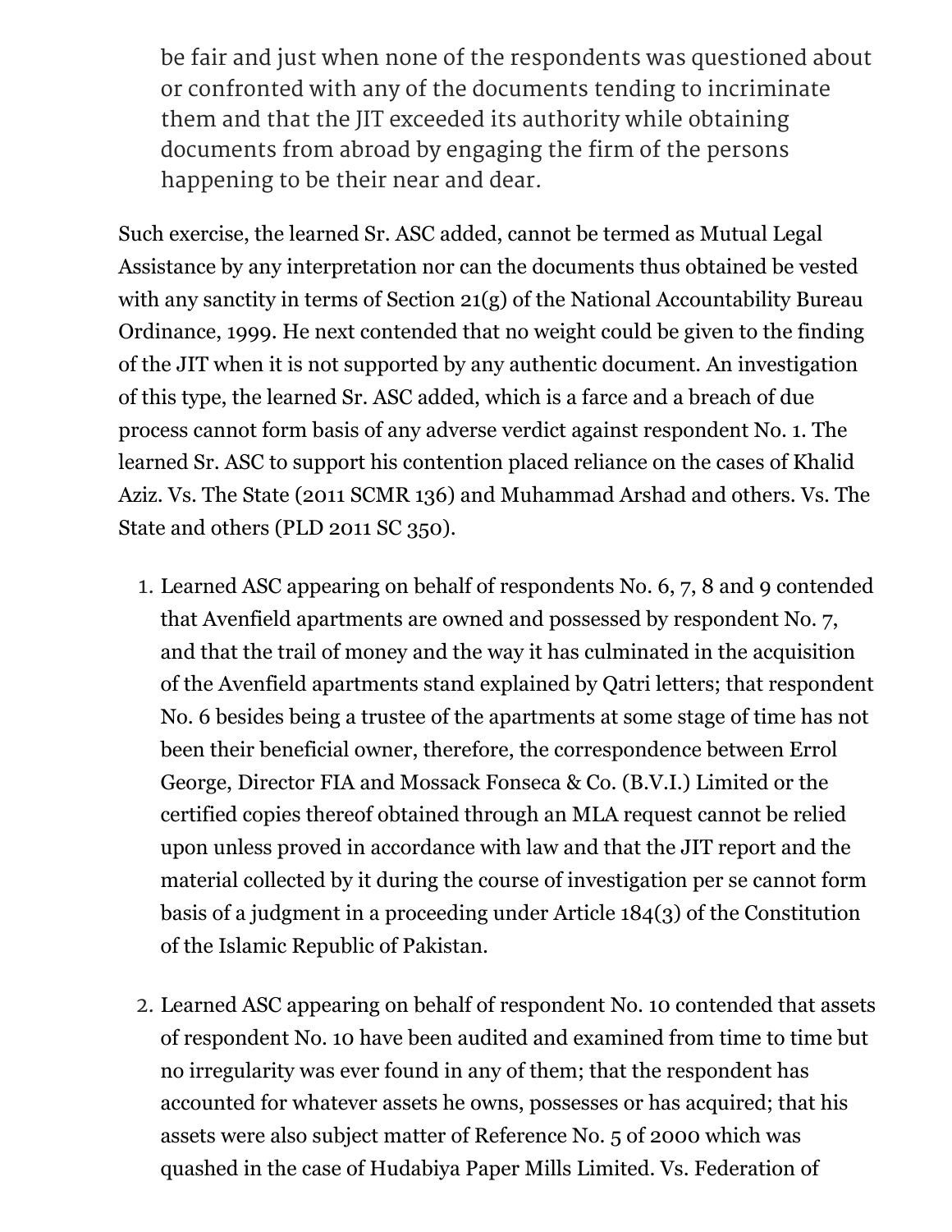be fair and just when none of the respondents was questioned about or confronted with any of the documents tending to incriminate them and that the JIT exceeded its authority while obtaining documents from abroad by engaging the firm of the persons happening to be their near and dear.

Such exercise, the learned Sr. ASC added, cannot be termed as Mutual Legal Assistance by any interpretation nor can the documents thus obtained be vested with any sanctity in terms of Section 21(g) of the National Accountability Bureau Ordinance, 1999. He next contended that no weight could be given to the finding of the JIT when it is not supported by any authentic document. An investigation of this type, the learned Sr. ASC added, which is a farce and a breach of due process cannot form basis of any adverse verdict against respondent No. 1. The learned Sr. ASC to support his contention placed reliance on the cases of Khalid Aziz. Vs. The State (2011 SCMR 136) and Muhammad Arshad and others. Vs. The State and others (PLD 2011 SC 350).

1. Learned ASC appearing on behalf of respondents No. 6, 7, 8 and 9 contended that Avenfield apartments are owned and possessed by respondent No. 7, and that the trail of money and the way it has culminated in the acquisition of the Avenfield apartments stand explained by Qatri letters; that respondent No. 6 besides being a trustee of the apartments at some stage of time has not been their beneficial owner, therefore, the correspondence between Errol George, Director FIA and Mossack Fonseca & Co. (B.V.I.) Limited or the certified copies thereof obtained through an MLA request cannot be relied upon unless proved in accordance with law and that the JIT report and the material collected by it during the course of investigation per se cannot form basis of a judgment in a proceeding under Article 184(3) of the Constitution of the Islamic Republic of Pakistan.

2. Learned ASC appearing on behalf of respondent No. 10 contended that assets of respondent No. 10 have been audited and examined from time to time but no irregularity was ever found in any of them; that the respondent has accounted for whatever assets he owns, possesses or has acquired; that his assets were also subject matter of Reference No. 5 of 2000 which was quashed in the case of Hudabiya Paper Mills Limited. Vs. Federation of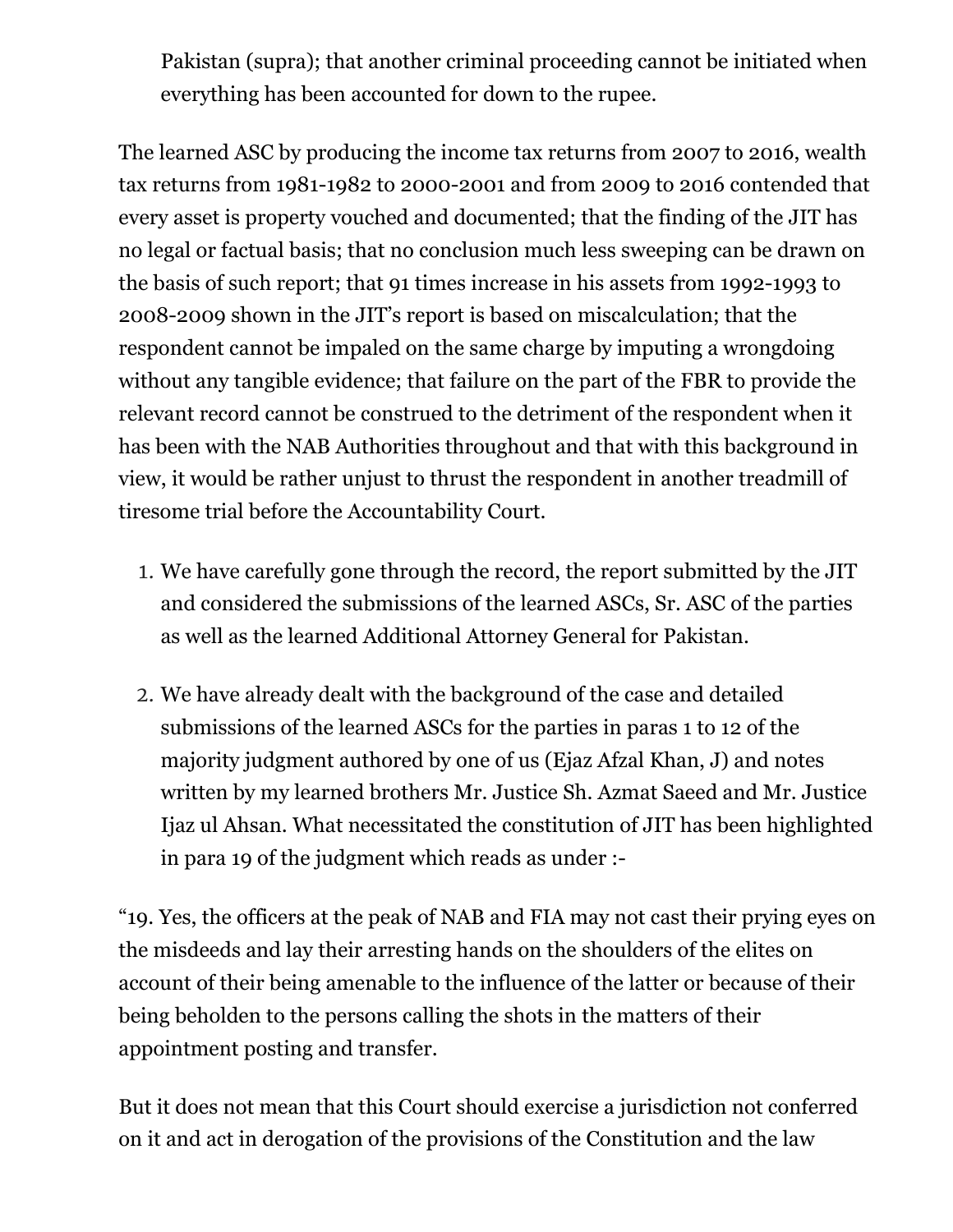Pakistan (supra); that another criminal proceeding cannot be initiated when everything has been accounted for down to the rupee.

The learned ASC by producing the income tax returns from 2007 to 2016, wealth tax returns from 1981-1982 to 2000-2001 and from 2009 to 2016 contended that every asset is property vouched and documented; that the finding of the JIT has no legal or factual basis; that no conclusion much less sweeping can be drawn on the basis of such report; that 91 times increase in his assets from 1992-1993 to 2008-2009 shown in the JIT's report is based on miscalculation; that the respondent cannot be impaled on the same charge by imputing a wrongdoing without any tangible evidence; that failure on the part of the FBR to provide the relevant record cannot be construed to the detriment of the respondent when it has been with the NAB Authorities throughout and that with this background in view, it would be rather unjust to thrust the respondent in another treadmill of tiresome trial before the Accountability Court.

1. We have carefully gone through the record, the report submitted by the JIT and considered the submissions of the learned ASCs, Sr. ASC of the parties as well as the learned Additional Attorney General for Pakistan.

2. We have already dealt with the background of the case and detailed submissions of the learned ASCs for the parties in paras 1 to 12 of the majority judgment authored by one of us (Ejaz Afzal Khan, J) and notes written by my learned brothers Mr. Justice Sh. Azmat Saeed and Mr. Justice Ijaz ul Ahsan. What necessitated the constitution of JIT has been highlighted in para 19 of the judgment which reads as under :-

"19. Yes, the officers at the peak of NAB and FIA may not cast their prying eyes on the misdeeds and lay their arresting hands on the shoulders of the elites on account of their being amenable to the influence of the latter or because of their being beholden to the persons calling the shots in the matters of their appointment posting and transfer.

But it does not mean that this Court should exercise a jurisdiction not conferred on it and act in derogation of the provisions of the Constitution and the law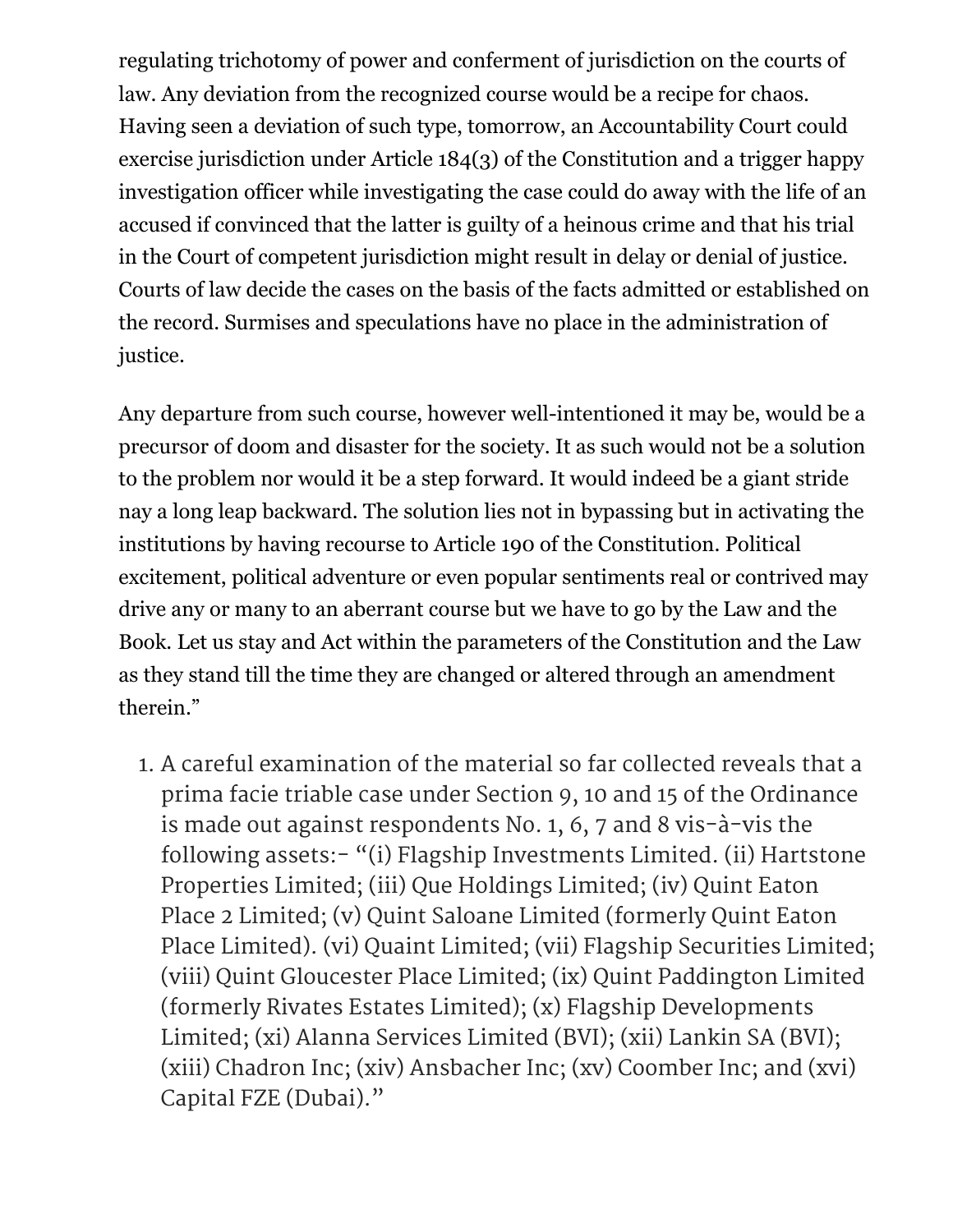regulating trichotomy of power and conferment of jurisdiction on the courts of law. Any deviation from the recognized course would be a recipe for chaos. Having seen a deviation of such type, tomorrow, an Accountability Court could exercise jurisdiction under Article 184(3) of the Constitution and a trigger happy investigation officer while investigating the case could do away with the life of an accused if convinced that the latter is guilty of a heinous crime and that his trial in the Court of competent jurisdiction might result in delay or denial of justice. Courts of law decide the cases on the basis of the facts admitted or established on the record. Surmises and speculations have no place in the administration of justice.

Any departure from such course, however well-intentioned it may be, would be a precursor of doom and disaster for the society. It as such would not be a solution to the problem nor would it be a step forward. It would indeed be a giant stride nay a long leap backward. The solution lies not in bypassing but in activating the institutions by having recourse to Article 190 of the Constitution. Political excitement, political adventure or even popular sentiments real or contrived may drive any or many to an aberrant course but we have to go by the Law and the Book. Let us stay and Act within the parameters of the Constitution and the Law as they stand till the time they are changed or altered through an amendment therein."

1. A careful examination of the material so far collected reveals that a prima facie triable case under Section 9, 10 and 15 of the Ordinance is made out against respondents No. 1, 6, 7 and 8 vis-à-vis the following assets:- "(i) Flagship Investments Limited. (ii) Hartstone Properties Limited; (iii) Que Holdings Limited; (iv) Quint Eaton Place 2 Limited; (v) Quint Saloane Limited (formerly Quint Eaton Place Limited). (vi) Quaint Limited; (vii) Flagship Securities Limited; (viii) Quint Gloucester Place Limited; (ix) Quint Paddington Limited (formerly Rivates Estates Limited); (x) Flagship Developments Limited; (xi) Alanna Services Limited (BVI); (xii) Lankin SA (BVI); (xiii) Chadron Inc; (xiv) Ansbacher Inc; (xv) Coomber Inc; and (xvi) Capital FZE (Dubai)."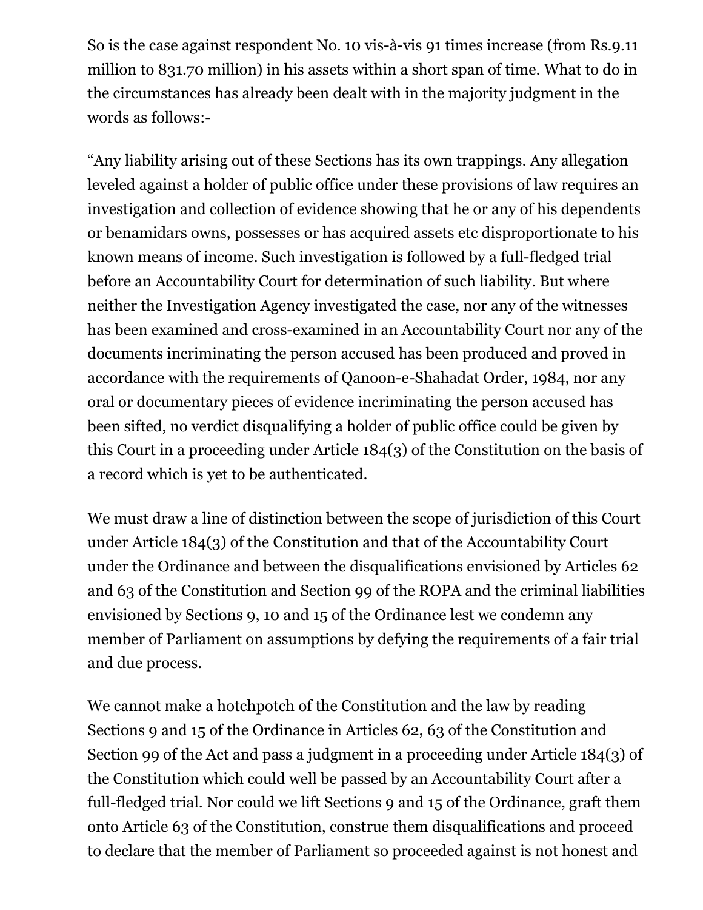So is the case against respondent No. 10 vis-à-vis 91 times increase (from Rs.9.11 million to 831.70 million) in his assets within a short span of time. What to do in the circumstances has already been dealt with in the majority judgment in the words as follows:-

“Any liability arising out of these Sections has its own trappings. Any allegation leveled against a holder of public office under these provisions of law requires an investigation and collection of evidence showing that he or any of his dependents or benamidars owns, possesses or has acquired assets etc disproportionate to his known means of income. Such investigation is followed by a full-fledged trial before an Accountability Court for determination of such liability. But where neither the Investigation Agency investigated the case, nor any of the witnesses has been examined and cross-examined in an Accountability Court nor any of the documents incriminating the person accused has been produced and proved in accordance with the requirements of Qanoon-e-Shahadat Order, 1984, nor any oral or documentary pieces of evidence incriminating the person accused has been sifted, no verdict disqualifying a holder of public office could be given by this Court in a proceeding under Article 184(3) of the Constitution on the basis of a record which is yet to be authenticated.

We must draw a line of distinction between the scope of jurisdiction of this Court under Article 184(3) of the Constitution and that of the Accountability Court under the Ordinance and between the disqualifications envisioned by Articles 62 and 63 of the Constitution and Section 99 of the ROPA and the criminal liabilities envisioned by Sections 9, 10 and 15 of the Ordinance lest we condemn any member of Parliament on assumptions by defying the requirements of a fair trial and due process.

We cannot make a hotchpotch of the Constitution and the law by reading Sections 9 and 15 of the Ordinance in Articles 62, 63 of the Constitution and Section 99 of the Act and pass a judgment in a proceeding under Article 184(3) of the Constitution which could well be passed by an Accountability Court after a full-fledged trial. Nor could we lift Sections 9 and 15 of the Ordinance, graft them onto Article 63 of the Constitution, construe them disqualifications and proceed to declare that the member of Parliament so proceeded against is not honest and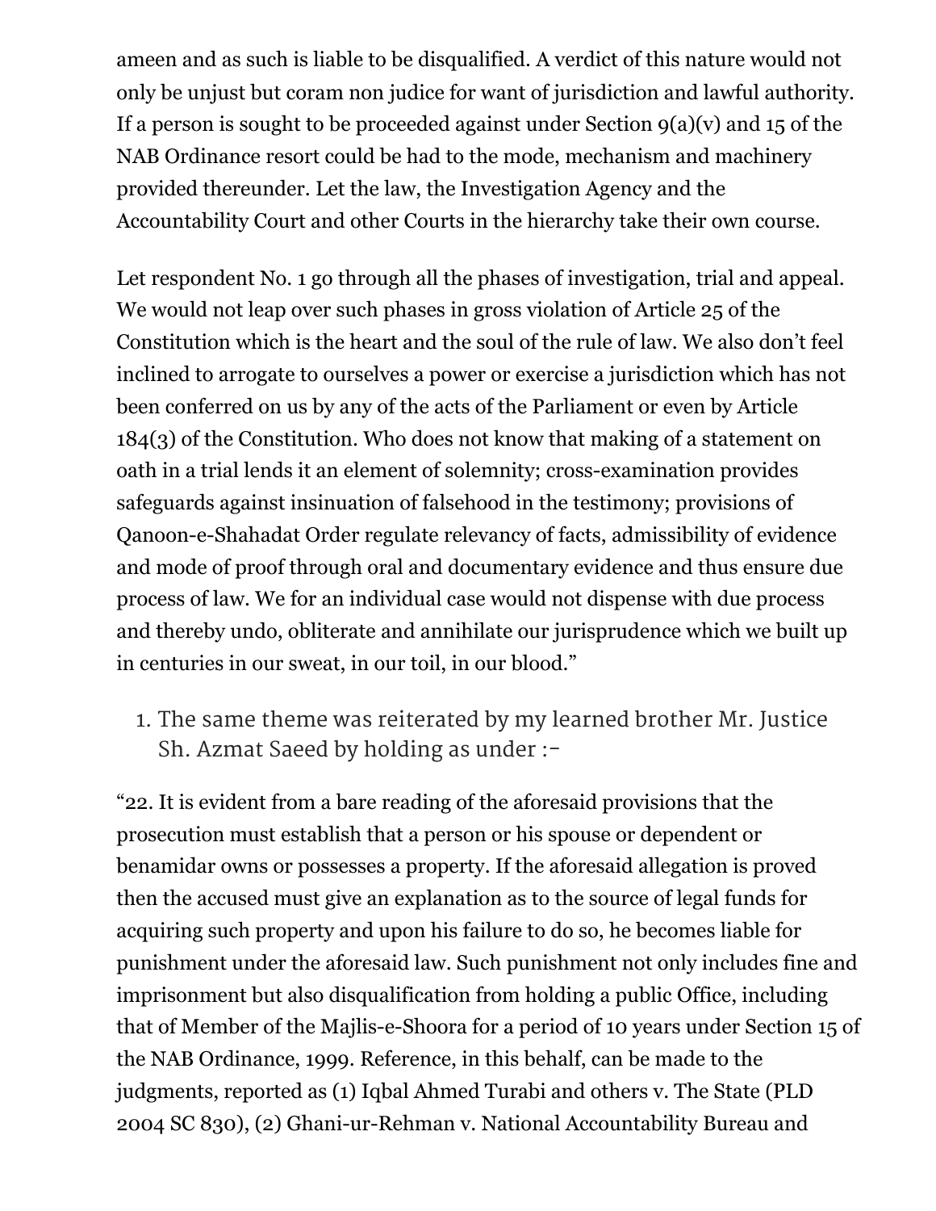ameen and as such is liable to be disqualified. A verdict of this nature would not only be unjust but coram non judice for want of jurisdiction and lawful authority. If a person is sought to be proceeded against under Section 9(a)(v) and 15 of the NAB Ordinance resort could be had to the mode, mechanism and machinery provided thereunder. Let the law, the Investigation Agency and the Accountability Court and other Courts in the hierarchy take their own course.

Let respondent No. 1 go through all the phases of investigation, trial and appeal. We would not leap over such phases in gross violation of Article 25 of the Constitution which is the heart and the soul of the rule of law. We also don't feel inclined to arrogate to ourselves a power or exercise a jurisdiction which has not been conferred on us by any of the acts of the Parliament or even by Article 184(3) of the Constitution. Who does not know that making of a statement on oath in a trial lends it an element of solemnity; cross-examination provides safeguards against insinuation of falsehood in the testimony; provisions of Qanoon-e-Shahadat Order regulate relevancy of facts, admissibility of evidence and mode of proof through oral and documentary evidence and thus ensure due process of law. We for an individual case would not dispense with due process and thereby undo, obliterate and annihilate our jurisprudence which we built up in centuries in our sweat, in our toil, in our blood."

1. The same theme was reiterated by my learned brother Mr. Justice Sh. Azmat Saeed by holding as under :-

"22. It is evident from a bare reading of the aforesaid provisions that the prosecution must establish that a person or his spouse or dependent or benamidar owns or possesses a property. If the aforesaid allegation is proved then the accused must give an explanation as to the source of legal funds for acquiring such property and upon his failure to do so, he becomes liable for punishment under the aforesaid law. Such punishment not only includes fine and imprisonment but also disqualification from holding a public Office, including that of Member of the Majlis-e-Shoora for a period of 10 years under Section 15 of the NAB Ordinance, 1999. Reference, in this behalf, can be made to the judgments, reported as (1) Iqbal Ahmed Turabi and others v. The State (PLD 2004 SC 830), (2) Ghani-ur-Rehman v. National Accountability Bureau and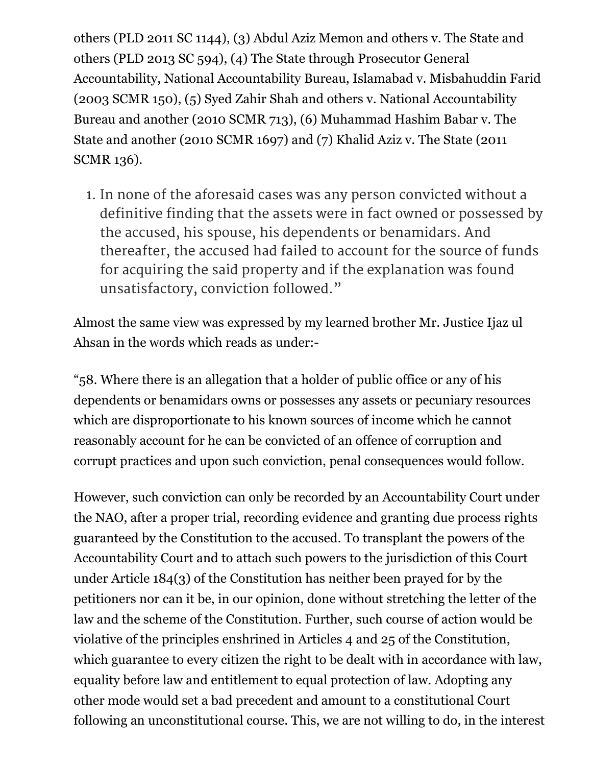others (PLD 2011 SC 1144), (3) Abdul Aziz Memon and others v. The State and others (PLD 2013 SC 594), (4) The State through Prosecutor General Accountability, National Accountability Bureau, Islamabad v. Misbahuddin Farid (2003 SCMR 150), (5) Syed Zahir Shah and others v. National Accountability Bureau and another (2010 SCMR 713), (6) Muhammad Hashim Babar v. The State and another (2010 SCMR 1697) and (7) Khalid Aziz v. The State (2011 SCMR 136).

1. In none of the aforesaid cases was any person convicted without a definitive finding that the assets were in fact owned or possessed by the accused, his spouse, his dependents or benamidars. And thereafter, the accused had failed to account for the source of funds for acquiring the said property and if the explanation was found unsatisfactory, conviction followed."

Almost the same view was expressed by my learned brother Mr. Justice Ijaz ul Ahsan in the words which reads as under:-

"58. Where there is an allegation that a holder of public office or any of his dependents or benamidars owns or possesses any assets or pecuniary resources which are disproportionate to his known sources of income which he cannot reasonably account for he can be convicted of an offence of corruption and corrupt practices and upon such conviction, penal consequences would follow.

However, such conviction can only be recorded by an Accountability Court under the NAO, after a proper trial, recording evidence and granting due process rights guaranteed by the Constitution to the accused. To transplant the powers of the Accountability Court and to attach such powers to the jurisdiction of this Court under Article 184(3) of the Constitution has neither been prayed for by the petitioners nor can it be, in our opinion, done without stretching the letter of the law and the scheme of the Constitution. Further, such course of action would be violative of the principles enshrined in Articles 4 and 25 of the Constitution, which guarantee to every citizen the right to be dealt with in accordance with law, equality before law and entitlement to equal protection of law. Adopting any other mode would set a bad precedent and amount to a constitutional Court following an unconstitutional course. This, we are not willing to do, in the interest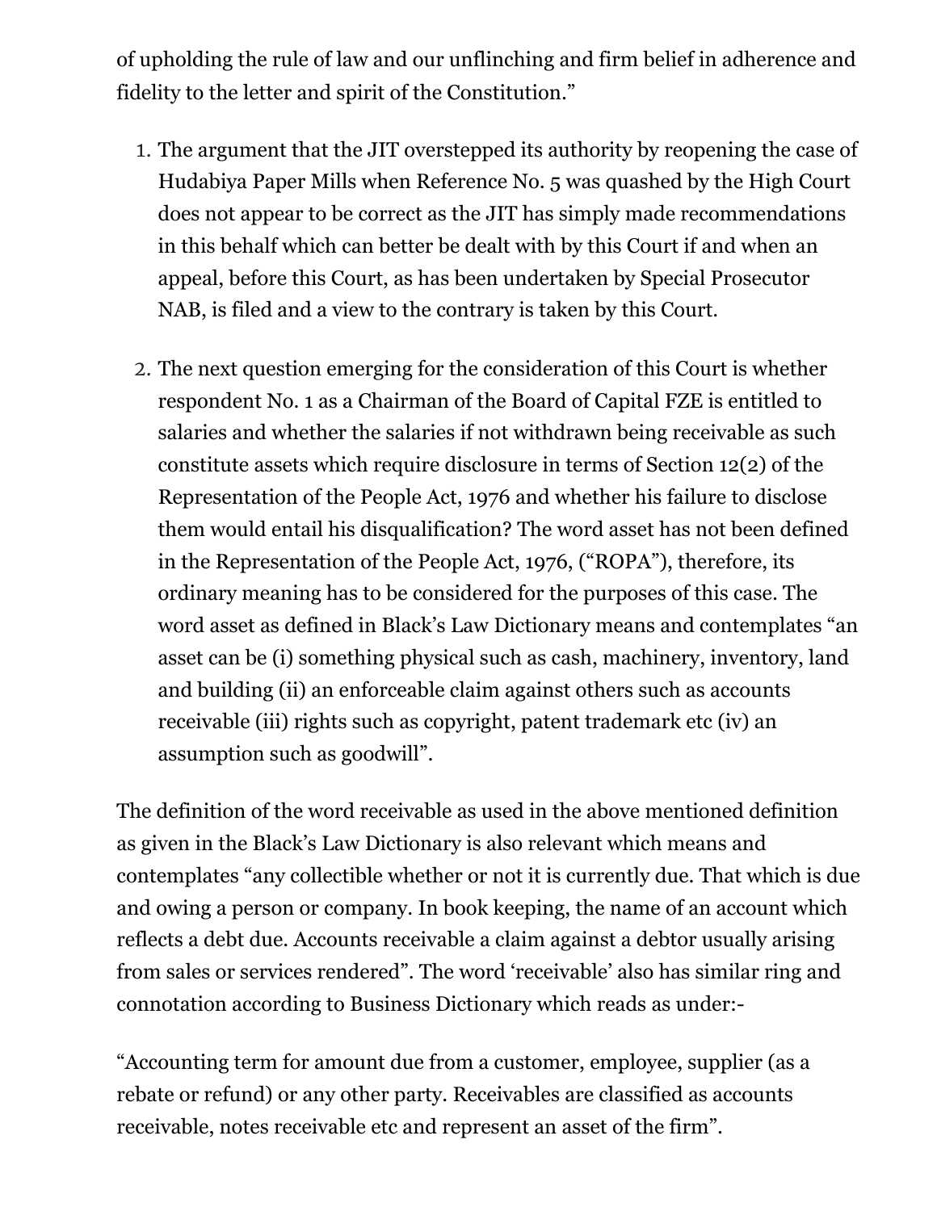of upholding the rule of law and our unflinching and firm belief in adherence and fidelity to the letter and spirit of the Constitution."

1. The argument that the JIT overstepped its authority by reopening the case of Hudabiya Paper Mills when Reference No. 5 was quashed by the High Court does not appear to be correct as the JIT has simply made recommendations in this behalf which can better be dealt with by this Court if and when an appeal, before this Court, as has been undertaken by Special Prosecutor NAB, is filed and a view to the contrary is taken by this Court.

2. The next question emerging for the consideration of this Court is whether respondent No. 1 as a Chairman of the Board of Capital FZE is entitled to salaries and whether the salaries if not withdrawn being receivable as such constitute assets which require disclosure in terms of Section 12(2) of the Representation of the People Act, 1976 and whether his failure to disclose them would entail his disqualification? The word asset has not been defined in the Representation of the People Act, 1976, ("ROPA"), therefore, its ordinary meaning has to be considered for the purposes of this case. The word asset as defined in Black's Law Dictionary means and contemplates "an asset can be (i) something physical such as cash, machinery, inventory, land and building (ii) an enforceable claim against others such as accounts receivable (iii) rights such as copyright, patent trademark etc (iv) an assumption such as goodwill".

The definition of the word receivable as used in the above mentioned definition as given in the Black's Law Dictionary is also relevant which means and contemplates "any collectible whether or not it is currently due. That which is due and owing a person or company. In book keeping, the name of an account which reflects a debt due. Accounts receivable a claim against a debtor usually arising from sales or services rendered". The word 'receivable' also has similar ring and connotation according to Business Dictionary which reads as under:-

"Accounting term for amount due from a customer, employee, supplier (as a rebate or refund) or any other party. Receivables are classified as accounts receivable, notes receivable etc and represent an asset of the firm".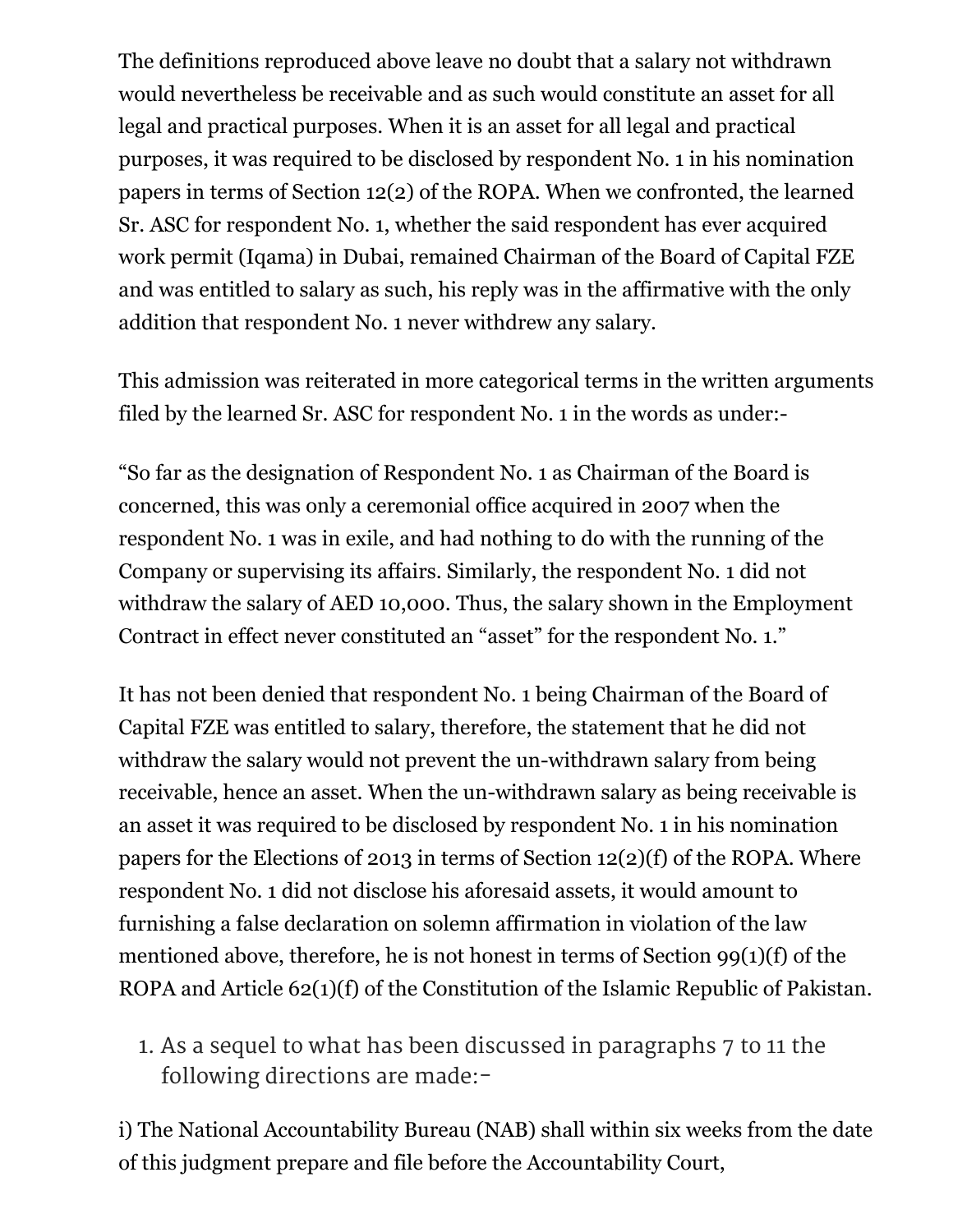The definitions reproduced above leave no doubt that a salary not withdrawn would nevertheless be receivable and as such would constitute an asset for all legal and practical purposes. When it is an asset for all legal and practical purposes, it was required to be disclosed by respondent No. 1 in his nomination papers in terms of Section 12(2) of the ROPA. When we confronted, the learned Sr. ASC for respondent No. 1, whether the said respondent has ever acquired work permit (Iqama) in Dubai, remained Chairman of the Board of Capital FZE and was entitled to salary as such, his reply was in the affirmative with the only addition that respondent No. 1 never withdrew any salary.

This admission was reiterated in more categorical terms in the written arguments filed by the learned Sr. ASC for respondent No. 1 in the words as under:-

“So far as the designation of Respondent No. 1 as Chairman of the Board is concerned, this was only a ceremonial office acquired in 2007 when the respondent No. 1 was in exile, and had nothing to do with the running of the Company or supervising its affairs. Similarly, the respondent No. 1 did not withdraw the salary of AED 10,000. Thus, the salary shown in the Employment Contract in effect never constituted an “asset” for the respondent No. 1.”

It has not been denied that respondent No. 1 being Chairman of the Board of Capital FZE was entitled to salary, therefore, the statement that he did not withdraw the salary would not prevent the un-withdrawn salary from being receivable, hence an asset. When the un-withdrawn salary as being receivable is an asset it was required to be disclosed by respondent No. 1 in his nomination papers for the Elections of 2013 in terms of Section 12(2)(f) of the ROPA. Where respondent No. 1 did not disclose his aforesaid assets, it would amount to furnishing a false declaration on solemn affirmation in violation of the law mentioned above, therefore, he is not honest in terms of Section 99(1)(f) of the ROPA and Article 62(1)(f) of the Constitution of the Islamic Republic of Pakistan.

1. As a sequel to what has been discussed in paragraphs 7 to 11 the following directions are made:-

i) The National Accountability Bureau (NAB) shall within six weeks from the date of this judgment prepare and file before the Accountability Court,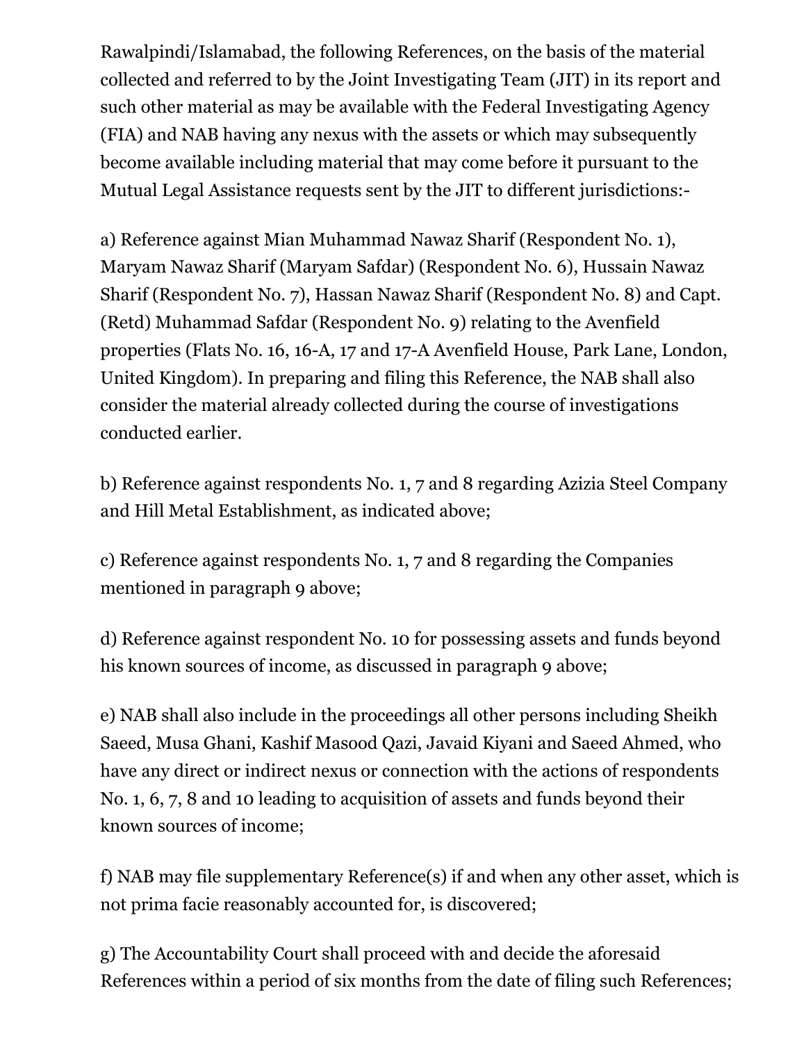Rawalpindi/Islamabad, the following References, on the basis of the material collected and referred to by the Joint Investigating Team (JIT) in its report and such other material as may be available with the Federal Investigating Agency (FIA) and NAB having any nexus with the assets or which may subsequently become available including material that may come before it pursuant to the Mutual Legal Assistance requests sent by the JIT to different jurisdictions:-

a) Reference against Mian Muhammad Nawaz Sharif (Respondent No. 1), Maryam Nawaz Sharif (Maryam Safdar) (Respondent No. 6), Hussain Nawaz Sharif (Respondent No. 7), Hassan Nawaz Sharif (Respondent No. 8) and Capt. (Retd) Muhammad Safdar (Respondent No. 9) relating to the Avenfield properties (Flats No. 16, 16-A, 17 and 17-A Avenfield House, Park Lane, London, United Kingdom). In preparing and filing this Reference, the NAB shall also consider the material already collected during the course of investigations conducted earlier.

b) Reference against respondents No. 1, 7 and 8 regarding Azizia Steel Company and Hill Metal Establishment, as indicated above;

c) Reference against respondents No. 1, 7 and 8 regarding the Companies mentioned in paragraph 9 above;

d) Reference against respondent No. 10 for possessing assets and funds beyond his known sources of income, as discussed in paragraph 9 above;

e) NAB shall also include in the proceedings all other persons including Sheikh Saeed, Musa Ghani, Kashif Masood Qazi, Javaid Kiyani and Saeed Ahmed, who have any direct or indirect nexus or connection with the actions of respondents No. 1, 6, 7, 8 and 10 leading to acquisition of assets and funds beyond their known sources of income;

f) NAB may file supplementary Reference(s) if and when any other asset, which is not prima facie reasonably accounted for, is discovered;

g) The Accountability Court shall proceed with and decide the aforesaid References within a period of six months from the date of filing such References;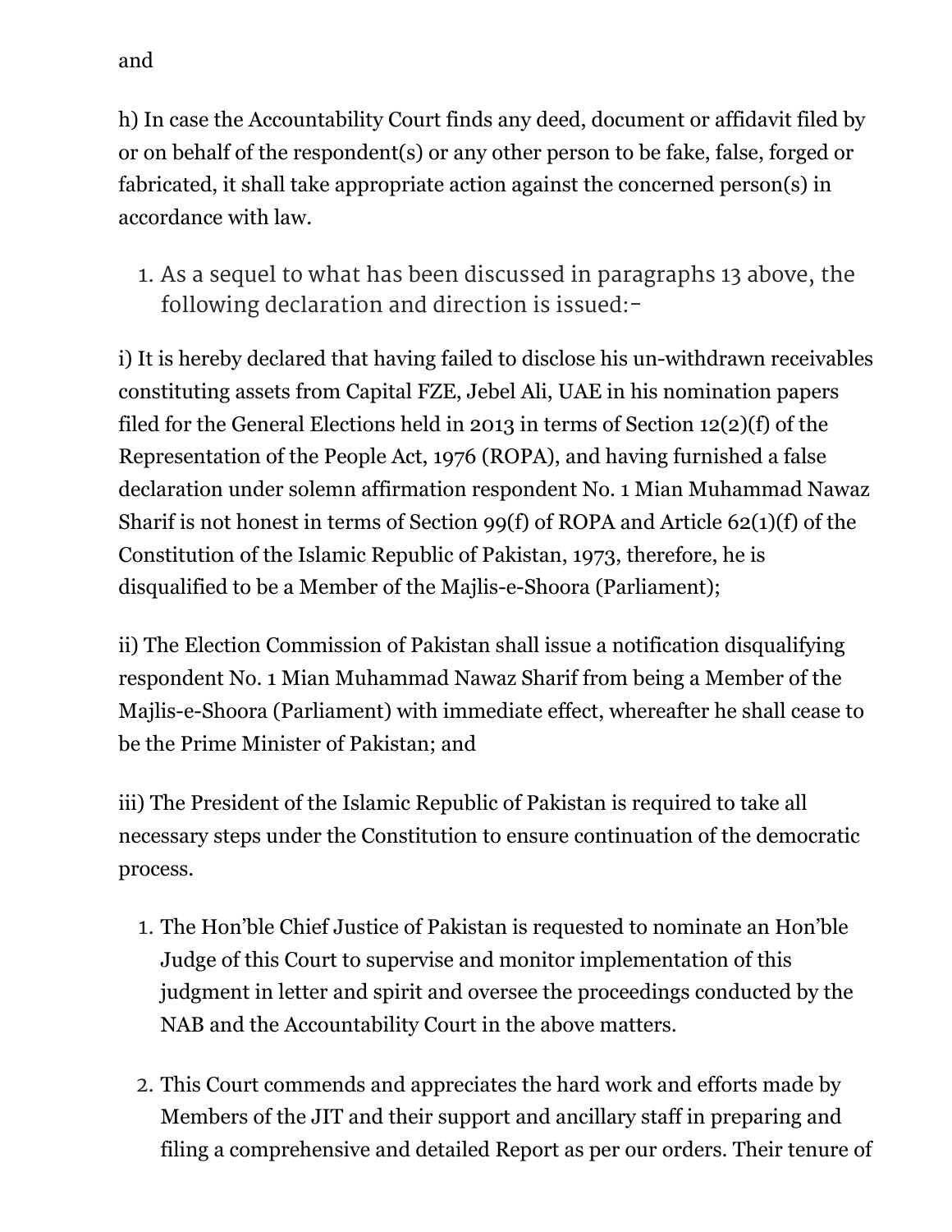and

h) In case the Accountability Court finds any deed, document or affidavit filed by or on behalf of the respondent(s) or any other person to be fake, false, forged or fabricated, it shall take appropriate action against the concerned person(s) in accordance with law.

1. As a sequel to what has been discussed in paragraphs 13 above, the following declaration and direction is issued:-

i) It is hereby declared that having failed to disclose his un-withdrawn receivables constituting assets from Capital FZE, Jebel Ali, UAE in his nomination papers filed for the General Elections held in 2013 in terms of Section 12(2)(f) of the Representation of the People Act, 1976 (ROPA), and having furnished a false declaration under solemn affirmation respondent No. 1 Mian Muhammad Nawaz Sharif is not honest in terms of Section 99(f) of ROPA and Article 62(1)(f) of the Constitution of the Islamic Republic of Pakistan, 1973, therefore, he is disqualified to be a Member of the Majlis-e-Shoora (Parliament);

ii) The Election Commission of Pakistan shall issue a notification disqualifying respondent No. 1 Mian Muhammad Nawaz Sharif from being a Member of the Majlis-e-Shoora (Parliament) with immediate effect, whereafter he shall cease to be the Prime Minister of Pakistan; and

iii) The President of the Islamic Republic of Pakistan is required to take all necessary steps under the Constitution to ensure continuation of the democratic process.

1. The Hon'ble Chief Justice of Pakistan is requested to nominate an Hon'ble Judge of this Court to supervise and monitor implementation of this judgment in letter and spirit and oversee the proceedings conducted by the NAB and the Accountability Court in the above matters.
2. This Court commends and appreciates the hard work and efforts made by Members of the JIT and their support and ancillary staff in preparing and filing a comprehensive and detailed Report as per our orders. Their tenure of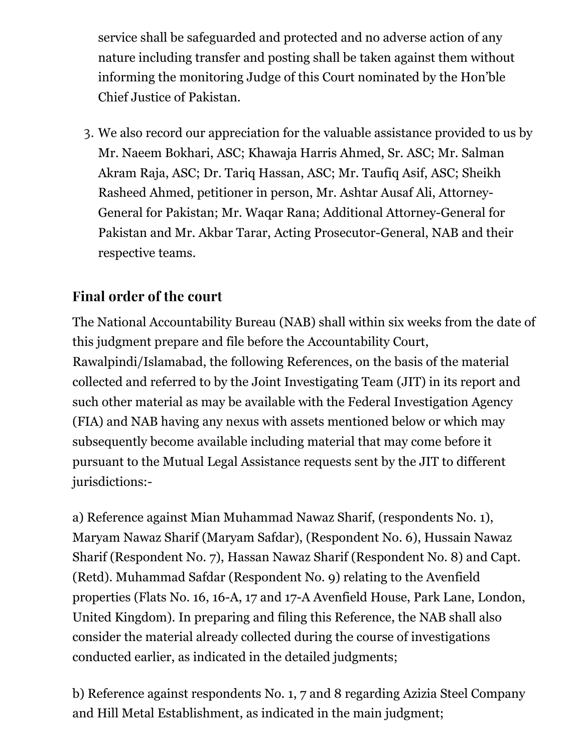service shall be safeguarded and protected and no adverse action of any nature including transfer and posting shall be taken against them without informing the monitoring Judge of this Court nominated by the Hon'ble Chief Justice of Pakistan.

3. We also record our appreciation for the valuable assistance provided to us by Mr. Naeem Bokhari, ASC; Khawaja Harris Ahmed, Sr. ASC; Mr. Salman Akram Raja, ASC; Dr. Tariq Hassan, ASC; Mr. Taufiq Asif, ASC; Sheikh Rasheed Ahmed, petitioner in person, Mr. Ashtar Ausaf Ali, Attorney-General for Pakistan; Mr. Waqar Rana; Additional Attorney-General for Pakistan and Mr. Akbar Tarar, Acting Prosecutor-General, NAB and their respective teams.

## Final order of the court

The National Accountability Bureau (NAB) shall within six weeks from the date of this judgment prepare and file before the Accountability Court, Rawalpindi/Islamabad, the following References, on the basis of the material collected and referred to by the Joint Investigating Team (JIT) in its report and such other material as may be available with the Federal Investigation Agency (FIA) and NAB having any nexus with assets mentioned below or which may subsequently become available including material that may come before it pursuant to the Mutual Legal Assistance requests sent by the JIT to different jurisdictions:-

a) Reference against Mian Muhammad Nawaz Sharif, (respondents No. 1), Maryam Nawaz Sharif (Maryam Safdar), (Respondent No. 6), Hussain Nawaz Sharif (Respondent No. 7), Hassan Nawaz Sharif (Respondent No. 8) and Capt. (Retd). Muhammad Safdar (Respondent No. 9) relating to the Avenfield properties (Flats No. 16, 16-A, 17 and 17-A Avenfield House, Park Lane, London, United Kingdom). In preparing and filing this Reference, the NAB shall also consider the material already collected during the course of investigations conducted earlier, as indicated in the detailed judgments;

b) Reference against respondents No. 1, 7 and 8 regarding Azizia Steel Company and Hill Metal Establishment, as indicated in the main judgment;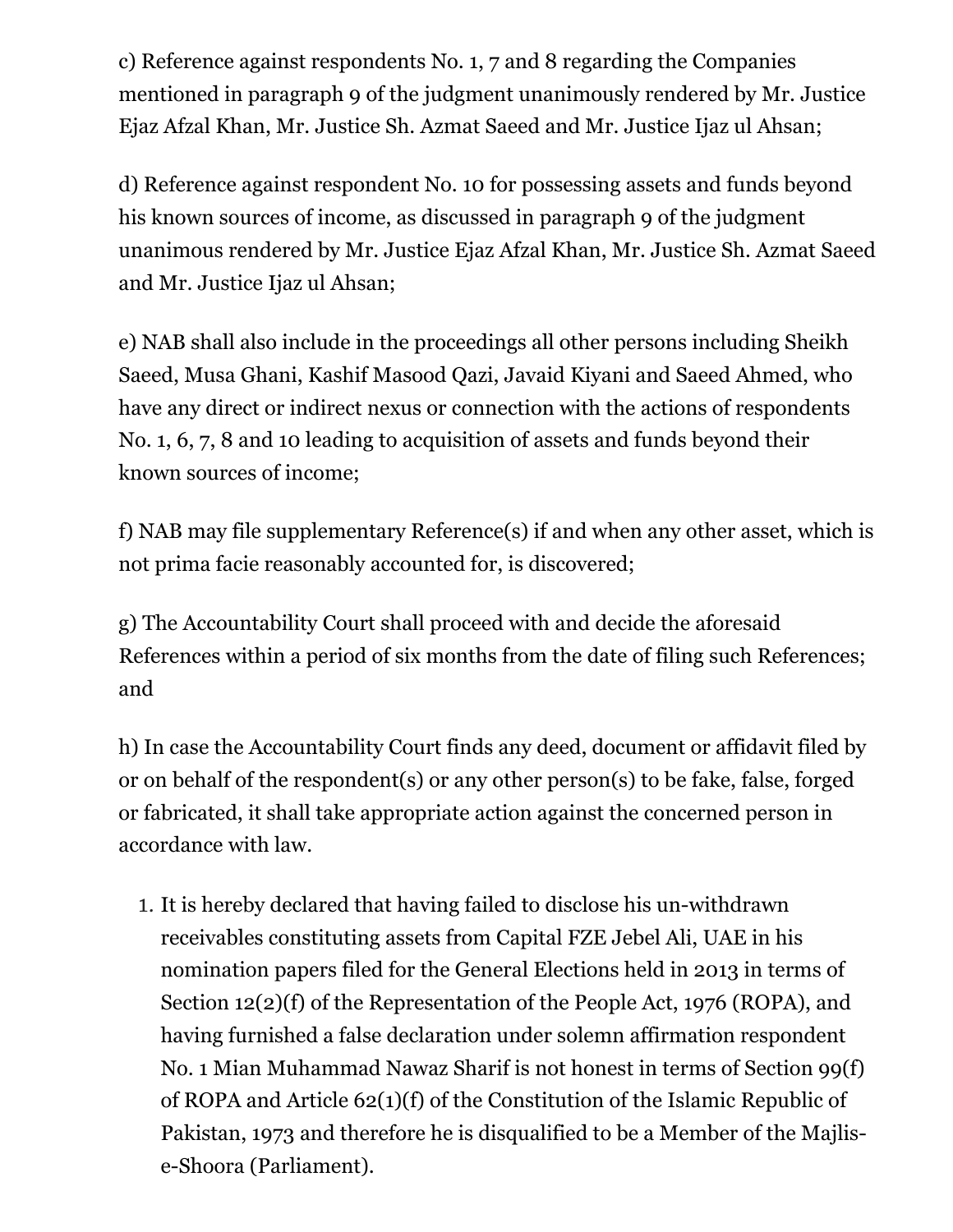c) Reference against respondents No. 1, 7 and 8 regarding the Companies mentioned in paragraph 9 of the judgment unanimously rendered by Mr. Justice Ejaz Afzal Khan, Mr. Justice Sh. Azmat Saeed and Mr. Justice Ijaz ul Ahsan;

d) Reference against respondent No. 10 for possessing assets and funds beyond his known sources of income, as discussed in paragraph 9 of the judgment unanimous rendered by Mr. Justice Ejaz Afzal Khan, Mr. Justice Sh. Azmat Saeed and Mr. Justice Ijaz ul Ahsan;

e) NAB shall also include in the proceedings all other persons including Sheikh Saeed, Musa Ghani, Kashif Masood Qazi, Javaid Kiyani and Saeed Ahmed, who have any direct or indirect nexus or connection with the actions of respondents No. 1, 6, 7, 8 and 10 leading to acquisition of assets and funds beyond their known sources of income;

f) NAB may file supplementary Reference(s) if and when any other asset, which is not prima facie reasonably accounted for, is discovered;

g) The Accountability Court shall proceed with and decide the aforesaid References within a period of six months from the date of filing such References; and

h) In case the Accountability Court finds any deed, document or affidavit filed by or on behalf of the respondent(s) or any other person(s) to be fake, false, forged or fabricated, it shall take appropriate action against the concerned person in accordance with law.

1. It is hereby declared that having failed to disclose his un-withdrawn receivables constituting assets from Capital FZE Jebel Ali, UAE in his nomination papers filed for the General Elections held in 2013 in terms of Section 12(2)(f) of the Representation of the People Act, 1976 (ROPA), and having furnished a false declaration under solemn affirmation respondent No. 1 Mian Muhammad Nawaz Sharif is not honest in terms of Section 99(f) of ROPA and Article 62(1)(f) of the Constitution of the Islamic Republic of Pakistan, 1973 and therefore he is disqualified to be a Member of the Majlis-e-Shoora (Parliament).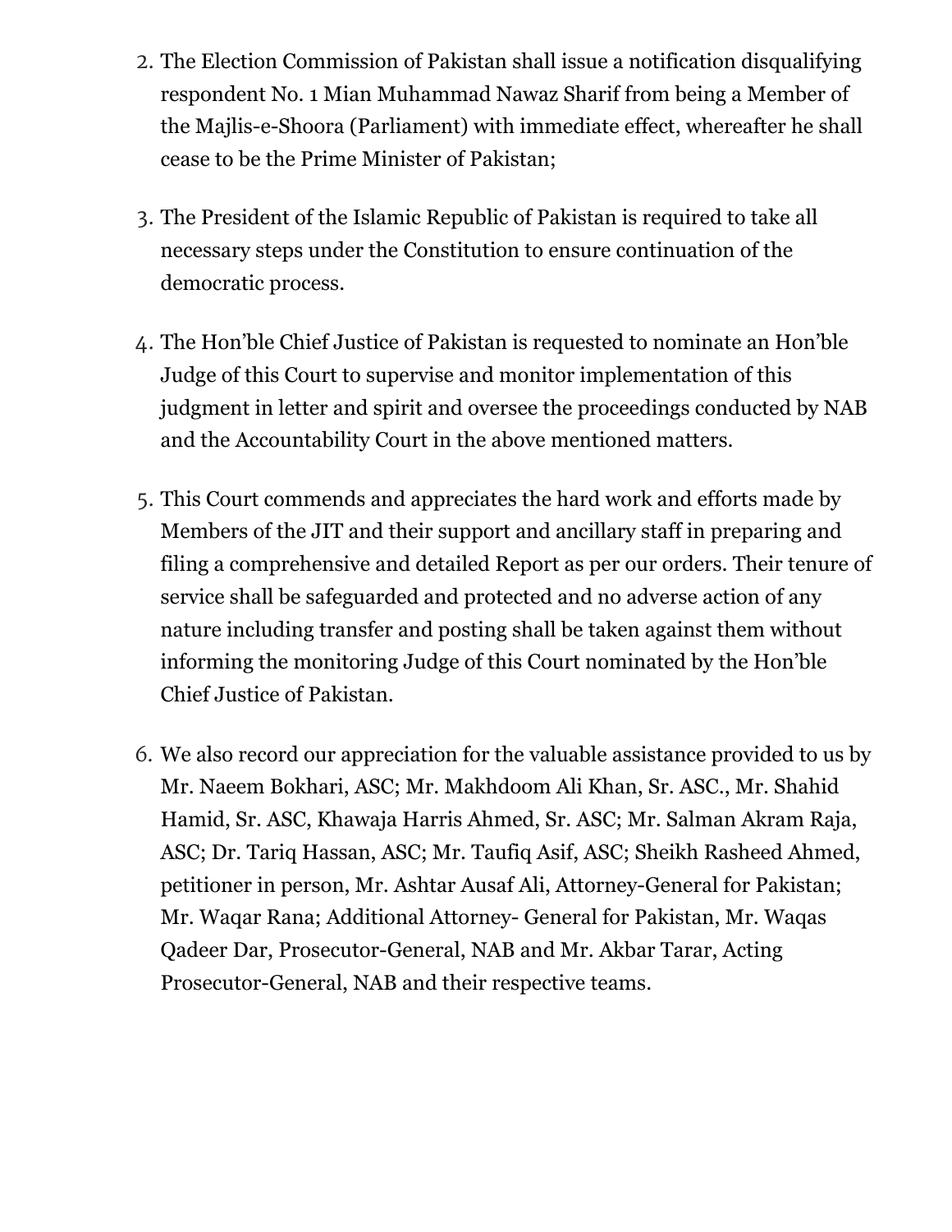2. The Election Commission of Pakistan shall issue a notification disqualifying respondent No. 1 Mian Muhammad Nawaz Sharif from being a Member of the Majlis-e-Shoora (Parliament) with immediate effect, whereafter he shall cease to be the Prime Minister of Pakistan;

3. The President of the Islamic Republic of Pakistan is required to take all necessary steps under the Constitution to ensure continuation of the democratic process.

4. The Hon'ble Chief Justice of Pakistan is requested to nominate an Hon'ble Judge of this Court to supervise and monitor implementation of this judgment in letter and spirit and oversee the proceedings conducted by NAB and the Accountability Court in the above mentioned matters.

5. This Court commends and appreciates the hard work and efforts made by Members of the JIT and their support and ancillary staff in preparing and filing a comprehensive and detailed Report as per our orders. Their tenure of service shall be safeguarded and protected and no adverse action of any nature including transfer and posting shall be taken against them without informing the monitoring Judge of this Court nominated by the Hon'ble Chief Justice of Pakistan.

6. We also record our appreciation for the valuable assistance provided to us by Mr. Naeem Bokhari, ASC; Mr. Makhdoom Ali Khan, Sr. ASC., Mr. Shahid Hamid, Sr. ASC, Khawaja Harris Ahmed, Sr. ASC; Mr. Salman Akram Raja, ASC; Dr. Tariq Hassan, ASC; Mr. Taufiq Asif, ASC; Sheikh Rasheed Ahmed, petitioner in person, Mr. Ashtar Ausaf Ali, Attorney-General for Pakistan; Mr. Waqar Rana; Additional Attorney- General for Pakistan, Mr. Waqas Qadeer Dar, Prosecutor-General, NAB and Mr. Akbar Tarar, Acting Prosecutor-General, NAB and their respective teams.